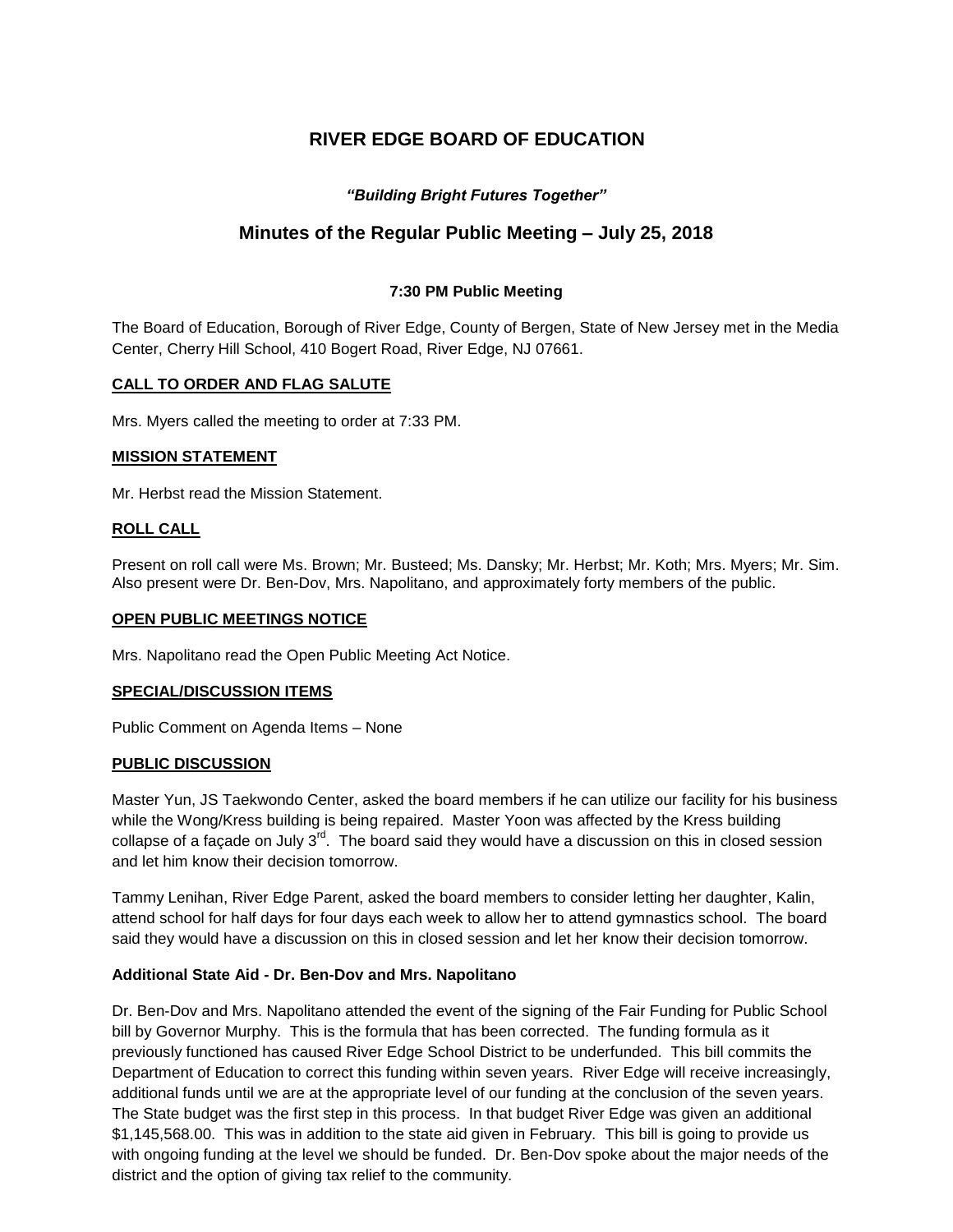# RIVER EDGE BOARD OF EDUCATION

***"Building Bright Futures Together"***

## Minutes of the Regular Public Meeting – July 25, 2018

**7:30 PM Public Meeting**

The Board of Education, Borough of River Edge, County of Bergen, State of New Jersey met in the Media Center, Cherry Hill School, 410 Bogert Road, River Edge, NJ 07661.

**CALL TO ORDER AND FLAG SALUTE**

Mrs. Myers called the meeting to order at 7:33 PM.

**MISSION STATEMENT**

Mr. Herbst read the Mission Statement.

**ROLL CALL**

Present on roll call were Ms. Brown; Mr. Busteed; Ms. Dansky; Mr. Herbst; Mr. Koth; Mrs. Myers; Mr. Sim. Also present were Dr. Ben-Dov, Mrs. Napolitano, and approximately forty members of the public.

**OPEN PUBLIC MEETINGS NOTICE**

Mrs. Napolitano read the Open Public Meeting Act Notice.

**SPECIAL/DISCUSSION ITEMS**

Public Comment on Agenda Items – None

**PUBLIC DISCUSSION**

Master Yun, JS Taekwondo Center, asked the board members if he can utilize our facility for his business while the Wong/Kress building is being repaired. Master Yoon was affected by the Kress building collapse of a façade on July 3rd. The board said they would have a discussion on this in closed session and let him know their decision tomorrow.

Tammy Lenihan, River Edge Parent, asked the board members to consider letting her daughter, Kalin, attend school for half days for four days each week to allow her to attend gymnastics school. The board said they would have a discussion on this in closed session and let her know their decision tomorrow.

**Additional State Aid - Dr. Ben-Dov and Mrs. Napolitano**

Dr. Ben-Dov and Mrs. Napolitano attended the event of the signing of the Fair Funding for Public School bill by Governor Murphy. This is the formula that has been corrected. The funding formula as it previously functioned has caused River Edge School District to be underfunded. This bill commits the Department of Education to correct this funding within seven years. River Edge will receive increasingly, additional funds until we are at the appropriate level of our funding at the conclusion of the seven years. The State budget was the first step in this process. In that budget River Edge was given an additional $1,145,568.00. This was in addition to the state aid given in February. This bill is going to provide us with ongoing funding at the level we should be funded. Dr. Ben-Dov spoke about the major needs of the district and the option of giving tax relief to the community.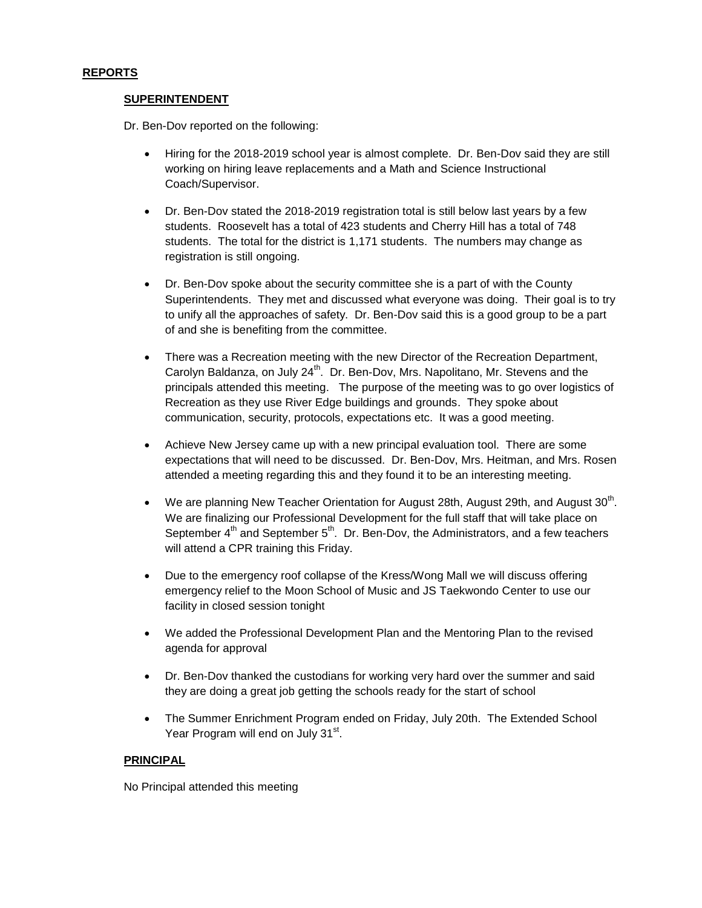## REPORTS

### SUPERINTENDENT

Dr. Ben-Dov reported on the following:

- Hiring for the 2018-2019 school year is almost complete. Dr. Ben-Dov said they are still working on hiring leave replacements and a Math and Science Instructional Coach/Supervisor.
- Dr. Ben-Dov stated the 2018-2019 registration total is still below last years by a few students. Roosevelt has a total of 423 students and Cherry Hill has a total of 748 students. The total for the district is 1,171 students. The numbers may change as registration is still ongoing.
- Dr. Ben-Dov spoke about the security committee she is a part of with the County Superintendents. They met and discussed what everyone was doing. Their goal is to try to unify all the approaches of safety. Dr. Ben-Dov said this is a good group to be a part of and she is benefiting from the committee.
- There was a Recreation meeting with the new Director of the Recreation Department, Carolyn Baldanza, on July 24th. Dr. Ben-Dov, Mrs. Napolitano, Mr. Stevens and the principals attended this meeting. The purpose of the meeting was to go over logistics of Recreation as they use River Edge buildings and grounds. They spoke about communication, security, protocols, expectations etc. It was a good meeting.
- Achieve New Jersey came up with a new principal evaluation tool. There are some expectations that will need to be discussed. Dr. Ben-Dov, Mrs. Heitman, and Mrs. Rosen attended a meeting regarding this and they found it to be an interesting meeting.
- We are planning New Teacher Orientation for August 28th, August 29th, and August 30th. We are finalizing our Professional Development for the full staff that will take place on September 4th and September 5th. Dr. Ben-Dov, the Administrators, and a few teachers will attend a CPR training this Friday.
- Due to the emergency roof collapse of the Kress/Wong Mall we will discuss offering emergency relief to the Moon School of Music and JS Taekwondo Center to use our facility in closed session tonight
- We added the Professional Development Plan and the Mentoring Plan to the revised agenda for approval
- Dr. Ben-Dov thanked the custodians for working very hard over the summer and said they are doing a great job getting the schools ready for the start of school
- The Summer Enrichment Program ended on Friday, July 20th. The Extended School Year Program will end on July 31st.

### PRINCIPAL

No Principal attended this meeting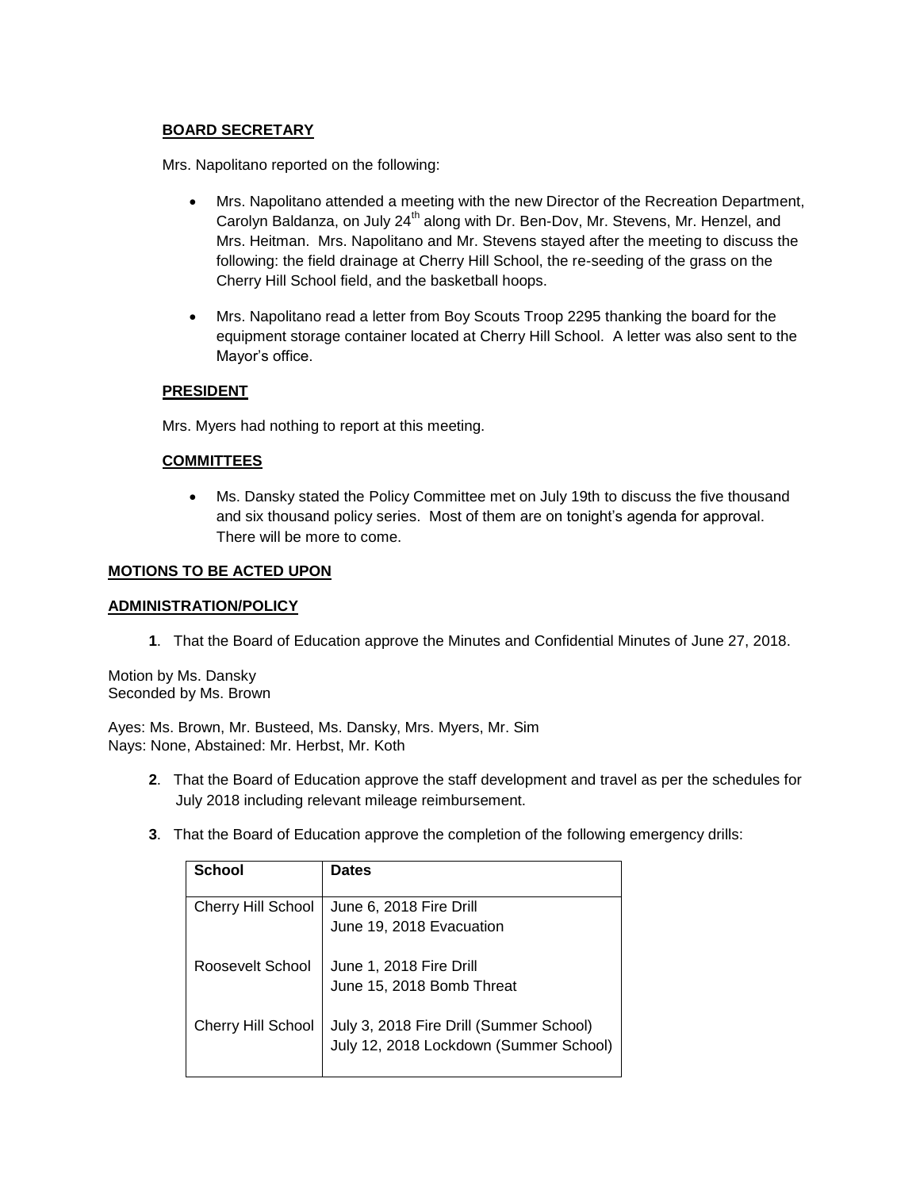**BOARD SECRETARY**

Mrs. Napolitano reported on the following:

- Mrs. Napolitano attended a meeting with the new Director of the Recreation Department, Carolyn Baldanza, on July 24th along with Dr. Ben-Dov, Mr. Stevens, Mr. Henzel, and Mrs. Heitman. Mrs. Napolitano and Mr. Stevens stayed after the meeting to discuss the following: the field drainage at Cherry Hill School, the re-seeding of the grass on the Cherry Hill School field, and the basketball hoops.

- Mrs. Napolitano read a letter from Boy Scouts Troop 2295 thanking the board for the equipment storage container located at Cherry Hill School. A letter was also sent to the Mayor's office.

**PRESIDENT**

Mrs. Myers had nothing to report at this meeting.

**COMMITTEES**

- Ms. Dansky stated the Policy Committee met on July 19th to discuss the five thousand and six thousand policy series. Most of them are on tonight's agenda for approval. There will be more to come.

**MOTIONS TO BE ACTED UPON**

**ADMINISTRATION/POLICY**

**1**. That the Board of Education approve the Minutes and Confidential Minutes of June 27, 2018.

Motion by Ms. Dansky
Seconded by Ms. Brown

Ayes: Ms. Brown, Mr. Busteed, Ms. Dansky, Mrs. Myers, Mr. Sim
Nays: None, Abstained: Mr. Herbst, Mr. Koth

**2**. That the Board of Education approve the staff development and travel as per the schedules for July 2018 including relevant mileage reimbursement.

**3**. That the Board of Education approve the completion of the following emergency drills:

| School | Dates |
|---|---|
| Cherry Hill School | June 6, 2018 Fire Drill<br>June 19, 2018 Evacuation |
| Roosevelt School | June 1, 2018 Fire Drill<br>June 15, 2018 Bomb Threat |
| Cherry Hill School | July 3, 2018 Fire Drill (Summer School)<br>July 12, 2018 Lockdown (Summer School) |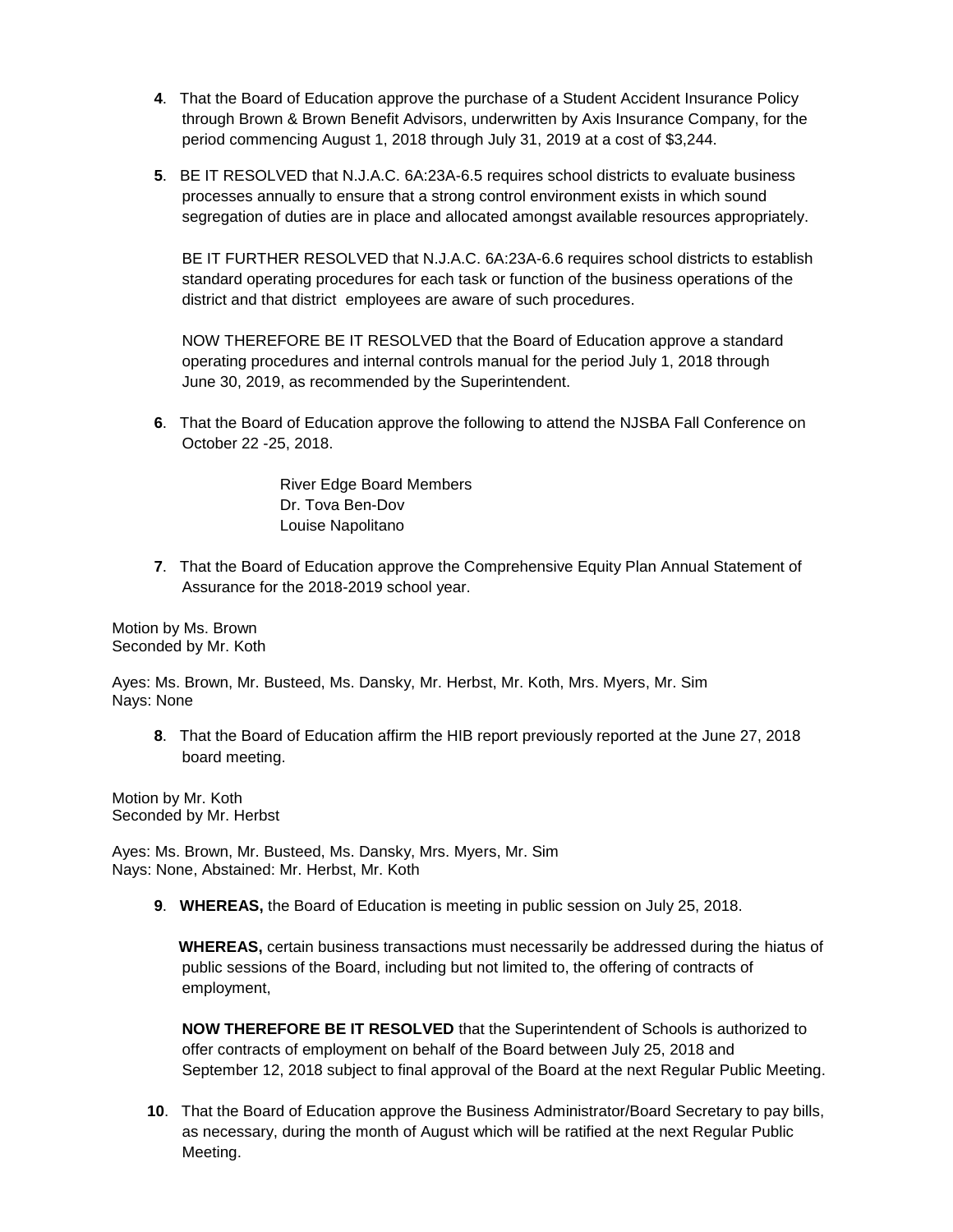**4**. That the Board of Education approve the purchase of a Student Accident Insurance Policy through Brown & Brown Benefit Advisors, underwritten by Axis Insurance Company, for the period commencing August 1, 2018 through July 31, 2019 at a cost of $3,244.

**5**. BE IT RESOLVED that N.J.A.C. 6A:23A-6.5 requires school districts to evaluate business processes annually to ensure that a strong control environment exists in which sound segregation of duties are in place and allocated amongst available resources appropriately.

BE IT FURTHER RESOLVED that N.J.A.C. 6A:23A-6.6 requires school districts to establish standard operating procedures for each task or function of the business operations of the district and that district employees are aware of such procedures.

NOW THEREFORE BE IT RESOLVED that the Board of Education approve a standard operating procedures and internal controls manual for the period July 1, 2018 through June 30, 2019, as recommended by the Superintendent.

**6**. That the Board of Education approve the following to attend the NJSBA Fall Conference on October 22 -25, 2018.

River Edge Board Members
Dr. Tova Ben-Dov
Louise Napolitano

**7**. That the Board of Education approve the Comprehensive Equity Plan Annual Statement of Assurance for the 2018-2019 school year.

Motion by Ms. Brown
Seconded by Mr. Koth

Ayes: Ms. Brown, Mr. Busteed, Ms. Dansky, Mr. Herbst, Mr. Koth, Mrs. Myers, Mr. Sim
Nays: None

**8**. That the Board of Education affirm the HIB report previously reported at the June 27, 2018 board meeting.

Motion by Mr. Koth
Seconded by Mr. Herbst

Ayes: Ms. Brown, Mr. Busteed, Ms. Dansky, Mrs. Myers, Mr. Sim
Nays: None, Abstained: Mr. Herbst, Mr. Koth

**9**. **WHEREAS,** the Board of Education is meeting in public session on July 25, 2018.

**WHEREAS,** certain business transactions must necessarily be addressed during the hiatus of public sessions of the Board, including but not limited to, the offering of contracts of employment,

**NOW THEREFORE BE IT RESOLVED** that the Superintendent of Schools is authorized to offer contracts of employment on behalf of the Board between July 25, 2018 and September 12, 2018 subject to final approval of the Board at the next Regular Public Meeting.

**10**. That the Board of Education approve the Business Administrator/Board Secretary to pay bills, as necessary, during the month of August which will be ratified at the next Regular Public Meeting.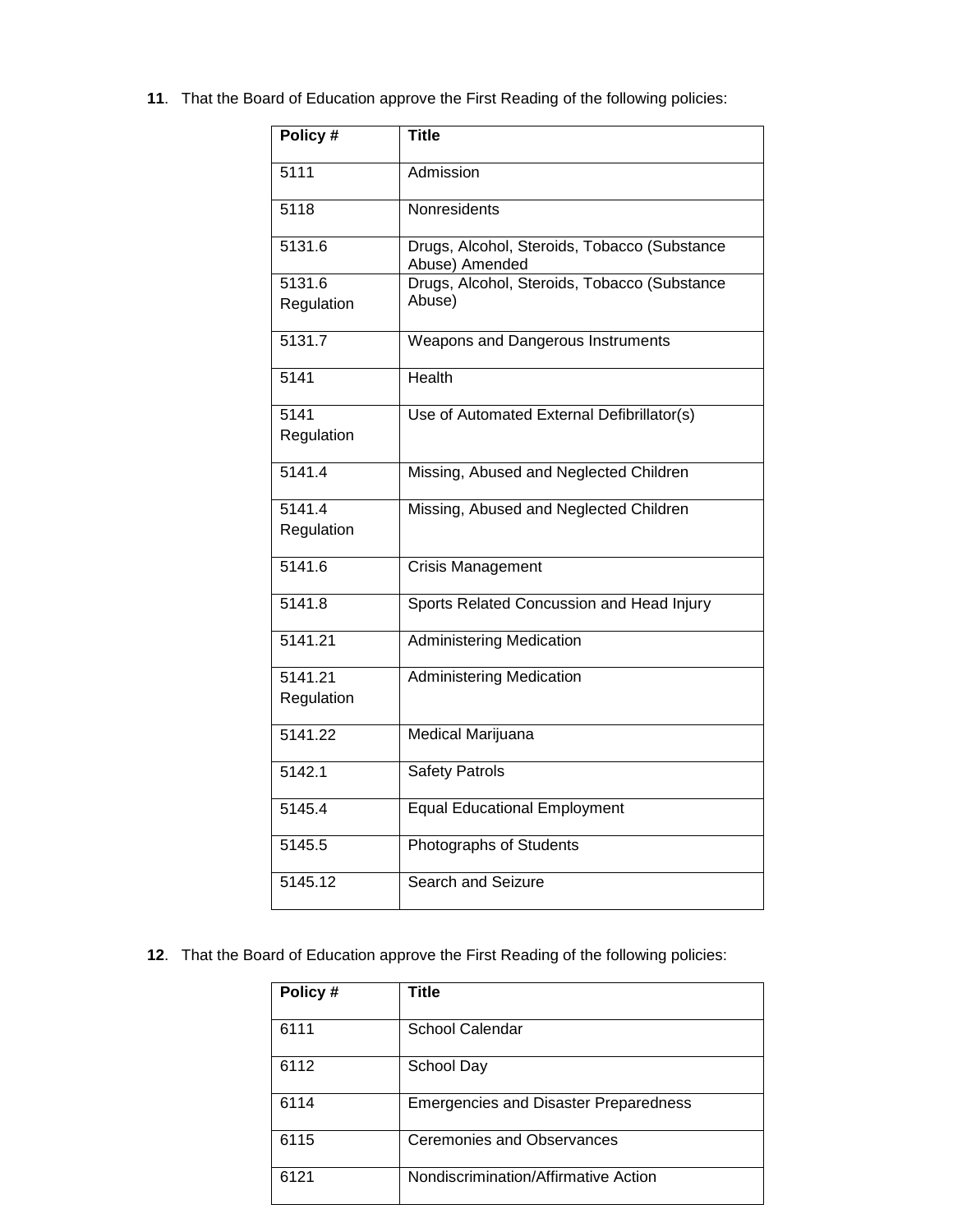**11**. That the Board of Education approve the First Reading of the following policies:

| Policy # | Title |
|---|---|
| 5111 | Admission |
| 5118 | Nonresidents |
| 5131.6 | Drugs, Alcohol, Steroids, Tobacco (Substance Abuse) Amended |
| 5131.6 Regulation | Drugs, Alcohol, Steroids, Tobacco (Substance Abuse) |
| 5131.7 | Weapons and Dangerous Instruments |
| 5141 | Health |
| 5141 Regulation | Use of Automated External Defibrillator(s) |
| 5141.4 | Missing, Abused and Neglected Children |
| 5141.4 Regulation | Missing, Abused and Neglected Children |
| 5141.6 | Crisis Management |
| 5141.8 | Sports Related Concussion and Head Injury |
| 5141.21 | Administering Medication |
| 5141.21 Regulation | Administering Medication |
| 5141.22 | Medical Marijuana |
| 5142.1 | Safety Patrols |
| 5145.4 | Equal Educational Employment |
| 5145.5 | Photographs of Students |
| 5145.12 | Search and Seizure |

**12**. That the Board of Education approve the First Reading of the following policies:

| Policy # | Title |
|---|---|
| 6111 | School Calendar |
| 6112 | School Day |
| 6114 | Emergencies and Disaster Preparedness |
| 6115 | Ceremonies and Observances |
| 6121 | Nondiscrimination/Affirmative Action |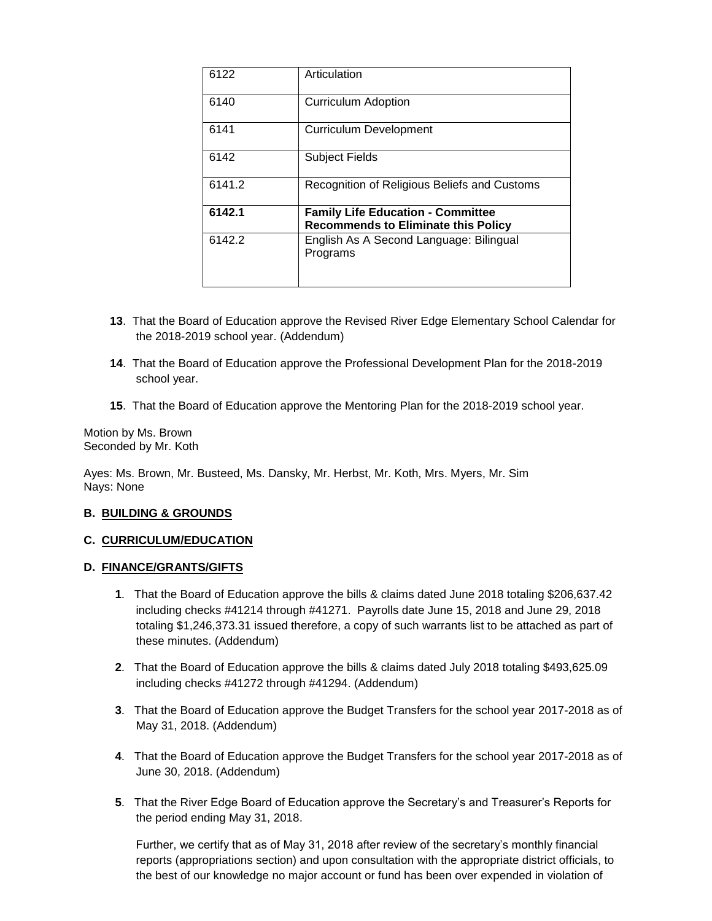| 6122 | Articulation |
|---|---|
| 6140 | Curriculum Adoption |
| 6141 | Curriculum Development |
| 6142 | Subject Fields |
| 6141.2 | Recognition of Religious Beliefs and Customs |
| **6142.1** | **Family Life Education - Committee Recommends to Eliminate this Policy** |
| 6142.2 | English As A Second Language: Bilingual Programs |

**13**. That the Board of Education approve the Revised River Edge Elementary School Calendar for the 2018-2019 school year. (Addendum)

**14**. That the Board of Education approve the Professional Development Plan for the 2018-2019 school year.

**15**. That the Board of Education approve the Mentoring Plan for the 2018-2019 school year.

Motion by Ms. Brown
Seconded by Mr. Koth

Ayes: Ms. Brown, Mr. Busteed, Ms. Dansky, Mr. Herbst, Mr. Koth, Mrs. Myers, Mr. Sim
Nays: None

**B. BUILDING & GROUNDS**

**C. CURRICULUM/EDUCATION**

**D. FINANCE/GRANTS/GIFTS**

**1**. That the Board of Education approve the bills & claims dated June 2018 totaling $206,637.42 including checks #41214 through #41271. Payrolls date June 15, 2018 and June 29, 2018 totaling $1,246,373.31 issued therefore, a copy of such warrants list to be attached as part of these minutes. (Addendum)

**2**. That the Board of Education approve the bills & claims dated July 2018 totaling $493,625.09 including checks #41272 through #41294. (Addendum)

**3**. That the Board of Education approve the Budget Transfers for the school year 2017-2018 as of May 31, 2018. (Addendum)

**4**. That the Board of Education approve the Budget Transfers for the school year 2017-2018 as of June 30, 2018. (Addendum)

**5**. That the River Edge Board of Education approve the Secretary's and Treasurer's Reports for the period ending May 31, 2018.

Further, we certify that as of May 31, 2018 after review of the secretary's monthly financial reports (appropriations section) and upon consultation with the appropriate district officials, to the best of our knowledge no major account or fund has been over expended in violation of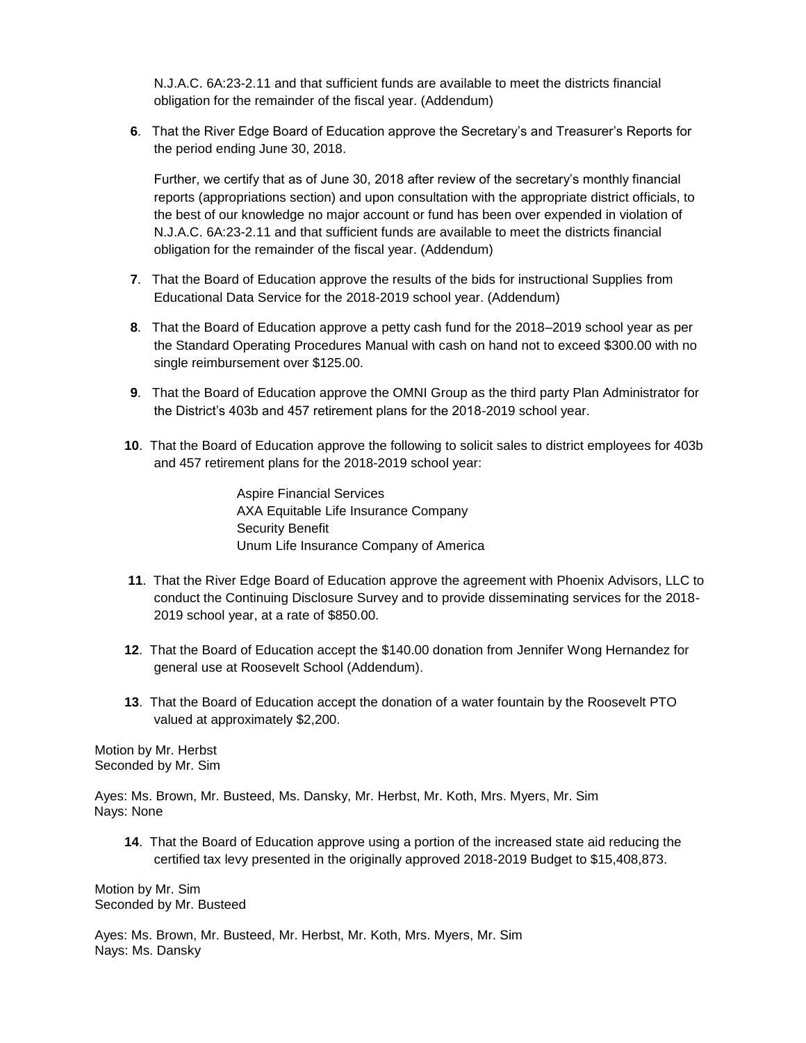N.J.A.C. 6A:23-2.11 and that sufficient funds are available to meet the districts financial obligation for the remainder of the fiscal year. (Addendum)

**6**. That the River Edge Board of Education approve the Secretary's and Treasurer's Reports for the period ending June 30, 2018.

Further, we certify that as of June 30, 2018 after review of the secretary's monthly financial reports (appropriations section) and upon consultation with the appropriate district officials, to the best of our knowledge no major account or fund has been over expended in violation of N.J.A.C. 6A:23-2.11 and that sufficient funds are available to meet the districts financial obligation for the remainder of the fiscal year. (Addendum)

**7**. That the Board of Education approve the results of the bids for instructional Supplies from Educational Data Service for the 2018-2019 school year. (Addendum)

**8**. That the Board of Education approve a petty cash fund for the 2018–2019 school year as per the Standard Operating Procedures Manual with cash on hand not to exceed $300.00 with no single reimbursement over $125.00.

**9**. That the Board of Education approve the OMNI Group as the third party Plan Administrator for the District's 403b and 457 retirement plans for the 2018-2019 school year.

**10**. That the Board of Education approve the following to solicit sales to district employees for 403b and 457 retirement plans for the 2018-2019 school year:

Aspire Financial Services
AXA Equitable Life Insurance Company
Security Benefit
Unum Life Insurance Company of America

**11**. That the River Edge Board of Education approve the agreement with Phoenix Advisors, LLC to conduct the Continuing Disclosure Survey and to provide disseminating services for the 2018-2019 school year, at a rate of $850.00.

**12**. That the Board of Education accept the $140.00 donation from Jennifer Wong Hernandez for general use at Roosevelt School (Addendum).

**13**. That the Board of Education accept the donation of a water fountain by the Roosevelt PTO valued at approximately $2,200.

Motion by Mr. Herbst
Seconded by Mr. Sim

Ayes: Ms. Brown, Mr. Busteed, Ms. Dansky, Mr. Herbst, Mr. Koth, Mrs. Myers, Mr. Sim
Nays: None

**14**. That the Board of Education approve using a portion of the increased state aid reducing the certified tax levy presented in the originally approved 2018-2019 Budget to $15,408,873.

Motion by Mr. Sim
Seconded by Mr. Busteed

Ayes: Ms. Brown, Mr. Busteed, Mr. Herbst, Mr. Koth, Mrs. Myers, Mr. Sim
Nays: Ms. Dansky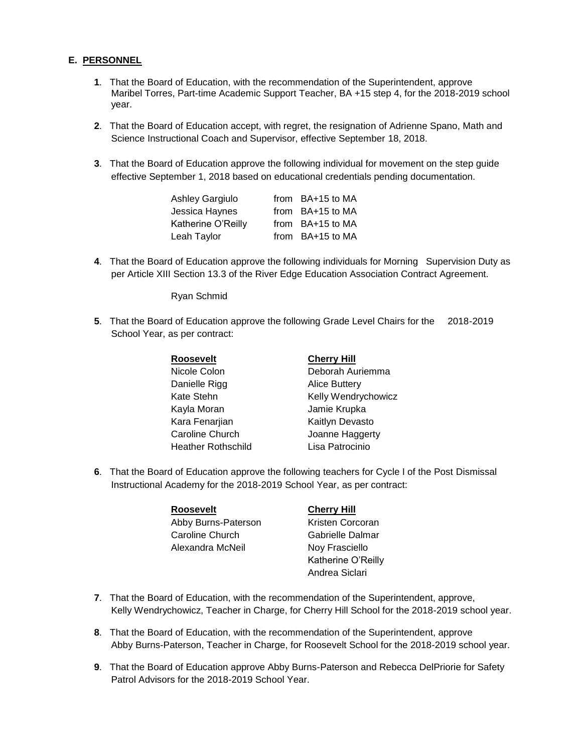## E. PERSONNEL

**1**. That the Board of Education, with the recommendation of the Superintendent, approve Maribel Torres, Part-time Academic Support Teacher, BA +15 step 4, for the 2018-2019 school year.

**2**. That the Board of Education accept, with regret, the resignation of Adrienne Spano, Math and Science Instructional Coach and Supervisor, effective September 18, 2018.

**3**. That the Board of Education approve the following individual for movement on the step guide effective September 1, 2018 based on educational credentials pending documentation.

| | |
|---|---|
| Ashley Gargiulo | from BA+15 to MA |
| Jessica Haynes | from BA+15 to MA |
| Katherine O'Reilly | from BA+15 to MA |
| Leah Taylor | from BA+15 to MA |

**4**. That the Board of Education approve the following individuals for Morning Supervision Duty as per Article XIII Section 13.3 of the River Edge Education Association Contract Agreement.

Ryan Schmid

**5**. That the Board of Education approve the following Grade Level Chairs for the 2018-2019 School Year, as per contract:

| **Roosevelt** | **Cherry Hill** |
|---|---|
| Nicole Colon | Deborah Auriemma |
| Danielle Rigg | Alice Buttery |
| Kate Stehn | Kelly Wendrychowicz |
| Kayla Moran | Jamie Krupka |
| Kara Fenarjian | Kaitlyn Devasto |
| Caroline Church | Joanne Haggerty |
| Heather Rothschild | Lisa Patrocinio |

**6**. That the Board of Education approve the following teachers for Cycle I of the Post Dismissal Instructional Academy for the 2018-2019 School Year, as per contract:

| **Roosevelt** | **Cherry Hill** |
|---|---|
| Abby Burns-Paterson | Kristen Corcoran |
| Caroline Church | Gabrielle Dalmar |
| Alexandra McNeil | Noy Frasciello |
| | Katherine O'Reilly |
| | Andrea Siclari |

**7**. That the Board of Education, with the recommendation of the Superintendent, approve, Kelly Wendrychowicz, Teacher in Charge, for Cherry Hill School for the 2018-2019 school year.

**8**. That the Board of Education, with the recommendation of the Superintendent, approve Abby Burns-Paterson, Teacher in Charge, for Roosevelt School for the 2018-2019 school year.

**9**. That the Board of Education approve Abby Burns-Paterson and Rebecca DelPriorie for Safety Patrol Advisors for the 2018-2019 School Year.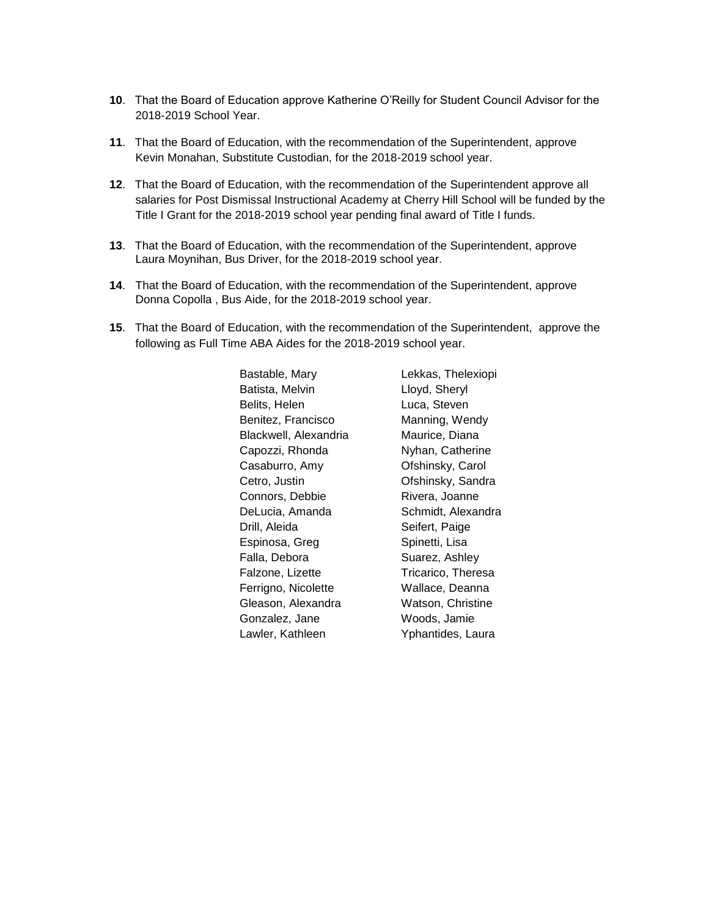**10**. That the Board of Education approve Katherine O'Reilly for Student Council Advisor for the 2018-2019 School Year.

**11**. That the Board of Education, with the recommendation of the Superintendent, approve Kevin Monahan, Substitute Custodian, for the 2018-2019 school year.

**12**. That the Board of Education, with the recommendation of the Superintendent approve all salaries for Post Dismissal Instructional Academy at Cherry Hill School will be funded by the Title I Grant for the 2018-2019 school year pending final award of Title I funds.

**13**. That the Board of Education, with the recommendation of the Superintendent, approve Laura Moynihan, Bus Driver, for the 2018-2019 school year.

**14**. That the Board of Education, with the recommendation of the Superintendent, approve Donna Copolla , Bus Aide, for the 2018-2019 school year.

**15**. That the Board of Education, with the recommendation of the Superintendent, approve the following as Full Time ABA Aides for the 2018-2019 school year.

| | |
|---|---|
| Bastable, Mary | Lekkas, Thelexiopi |
| Batista, Melvin | Lloyd, Sheryl |
| Belits, Helen | Luca, Steven |
| Benitez, Francisco | Manning, Wendy |
| Blackwell, Alexandria | Maurice, Diana |
| Capozzi, Rhonda | Nyhan, Catherine |
| Casaburro, Amy | Ofshinsky, Carol |
| Cetro, Justin | Ofshinsky, Sandra |
| Connors, Debbie | Rivera, Joanne |
| DeLucia, Amanda | Schmidt, Alexandra |
| Drill, Aleida | Seifert, Paige |
| Espinosa, Greg | Spinetti, Lisa |
| Falla, Debora | Suarez, Ashley |
| Falzone, Lizette | Tricarico, Theresa |
| Ferrigno, Nicolette | Wallace, Deanna |
| Gleason, Alexandra | Watson, Christine |
| Gonzalez, Jane | Woods, Jamie |
| Lawler, Kathleen | Yphantides, Laura |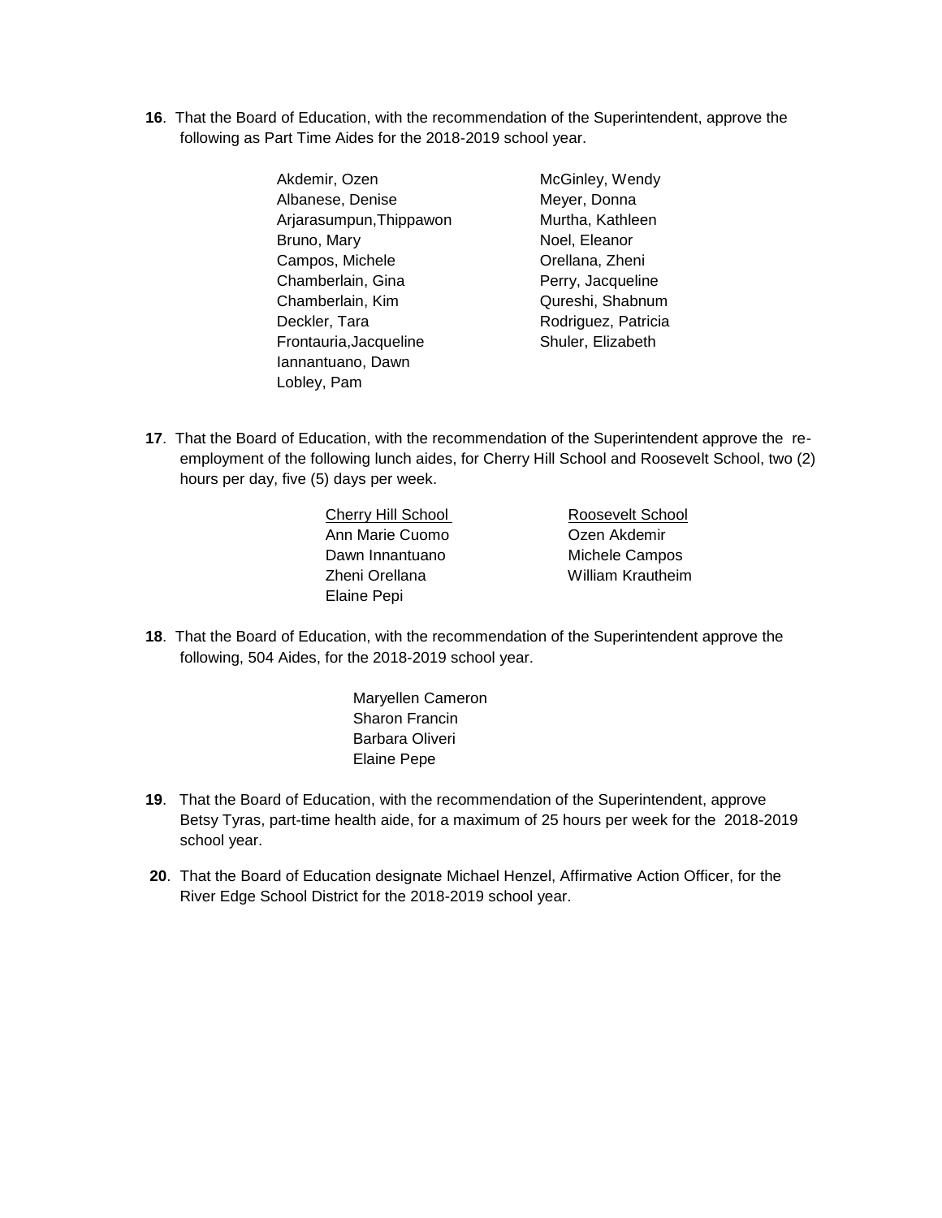**16**. That the Board of Education, with the recommendation of the Superintendent, approve the following as Part Time Aides for the 2018-2019 school year.

Akdemir, Ozen
Albanese, Denise
Arjarasumpun,Thippawon
Bruno, Mary
Campos, Michele
Chamberlain, Gina
Chamberlain, Kim
Deckler, Tara
Frontauria,Jacqueline
Iannantuano, Dawn
Lobley, Pam
McGinley, Wendy
Meyer, Donna
Murtha, Kathleen
Noel, Eleanor
Orellana, Zheni
Perry, Jacqueline
Qureshi, Shabnum
Rodriguez, Patricia
Shuler, Elizabeth

**17**. That the Board of Education, with the recommendation of the Superintendent approve the re-employment of the following lunch aides, for Cherry Hill School and Roosevelt School, two (2) hours per day, five (5) days per week.

| Cherry Hill School | Roosevelt School |
| --- | --- |
| Ann Marie Cuomo | Ozen Akdemir |
| Dawn Innantuano | Michele Campos |
| Zheni Orellana | William Krautheim |
| Elaine Pepi | |

**18**. That the Board of Education, with the recommendation of the Superintendent approve the following, 504 Aides, for the 2018-2019 school year.

Maryellen Cameron
Sharon Francin
Barbara Oliveri
Elaine Pepe

**19**. That the Board of Education, with the recommendation of the Superintendent, approve Betsy Tyras, part-time health aide, for a maximum of 25 hours per week for the 2018-2019 school year.

**20**. That the Board of Education designate Michael Henzel, Affirmative Action Officer, for the River Edge School District for the 2018-2019 school year.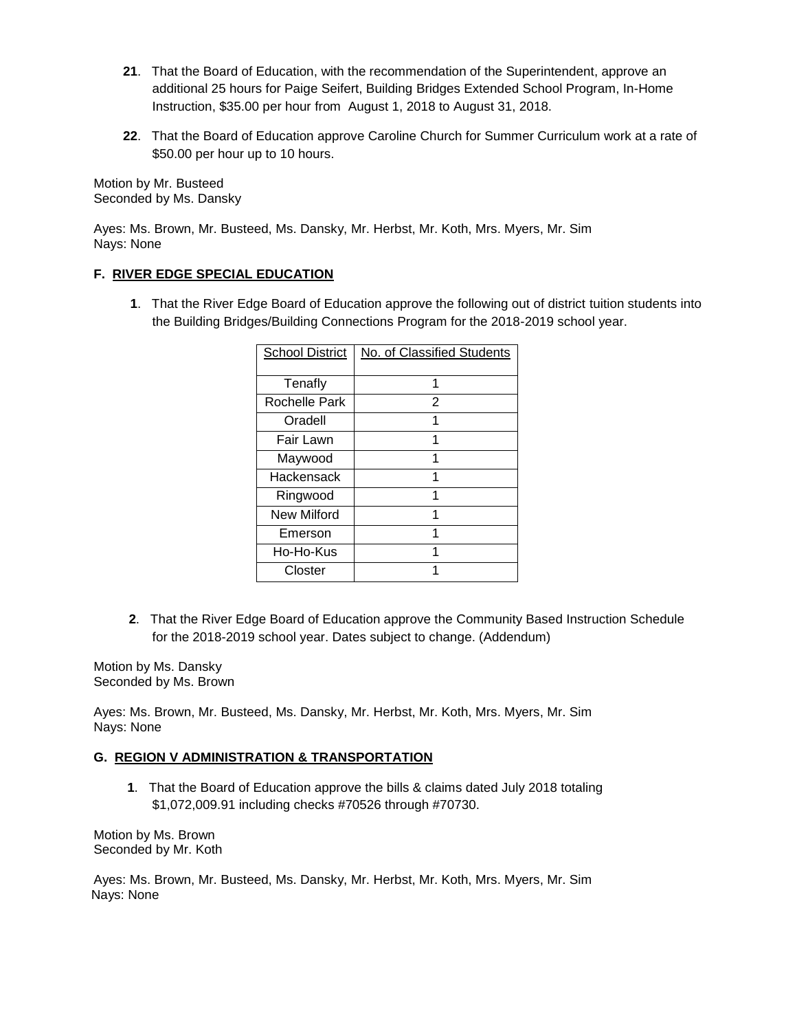**21**. That the Board of Education, with the recommendation of the Superintendent, approve an additional 25 hours for Paige Seifert, Building Bridges Extended School Program, In-Home Instruction, $35.00 per hour from August 1, 2018 to August 31, 2018.

**22**. That the Board of Education approve Caroline Church for Summer Curriculum work at a rate of $50.00 per hour up to 10 hours.

Motion by Mr. Busteed
Seconded by Ms. Dansky

Ayes: Ms. Brown, Mr. Busteed, Ms. Dansky, Mr. Herbst, Mr. Koth, Mrs. Myers, Mr. Sim
Nays: None

### F. RIVER EDGE SPECIAL EDUCATION

**1**. That the River Edge Board of Education approve the following out of district tuition students into the Building Bridges/Building Connections Program for the 2018-2019 school year.

| School District | No. of Classified Students |
|---|---|
| Tenafly | 1 |
| Rochelle Park | 2 |
| Oradell | 1 |
| Fair Lawn | 1 |
| Maywood | 1 |
| Hackensack | 1 |
| Ringwood | 1 |
| New Milford | 1 |
| Emerson | 1 |
| Ho-Ho-Kus | 1 |
| Closter | 1 |

**2**. That the River Edge Board of Education approve the Community Based Instruction Schedule for the 2018-2019 school year. Dates subject to change. (Addendum)

Motion by Ms. Dansky
Seconded by Ms. Brown

Ayes: Ms. Brown, Mr. Busteed, Ms. Dansky, Mr. Herbst, Mr. Koth, Mrs. Myers, Mr. Sim
Nays: None

### G. REGION V ADMINISTRATION & TRANSPORTATION

**1**. That the Board of Education approve the bills & claims dated July 2018 totaling $1,072,009.91 including checks #70526 through #70730.

Motion by Ms. Brown
Seconded by Mr. Koth

Ayes: Ms. Brown, Mr. Busteed, Ms. Dansky, Mr. Herbst, Mr. Koth, Mrs. Myers, Mr. Sim
Nays: None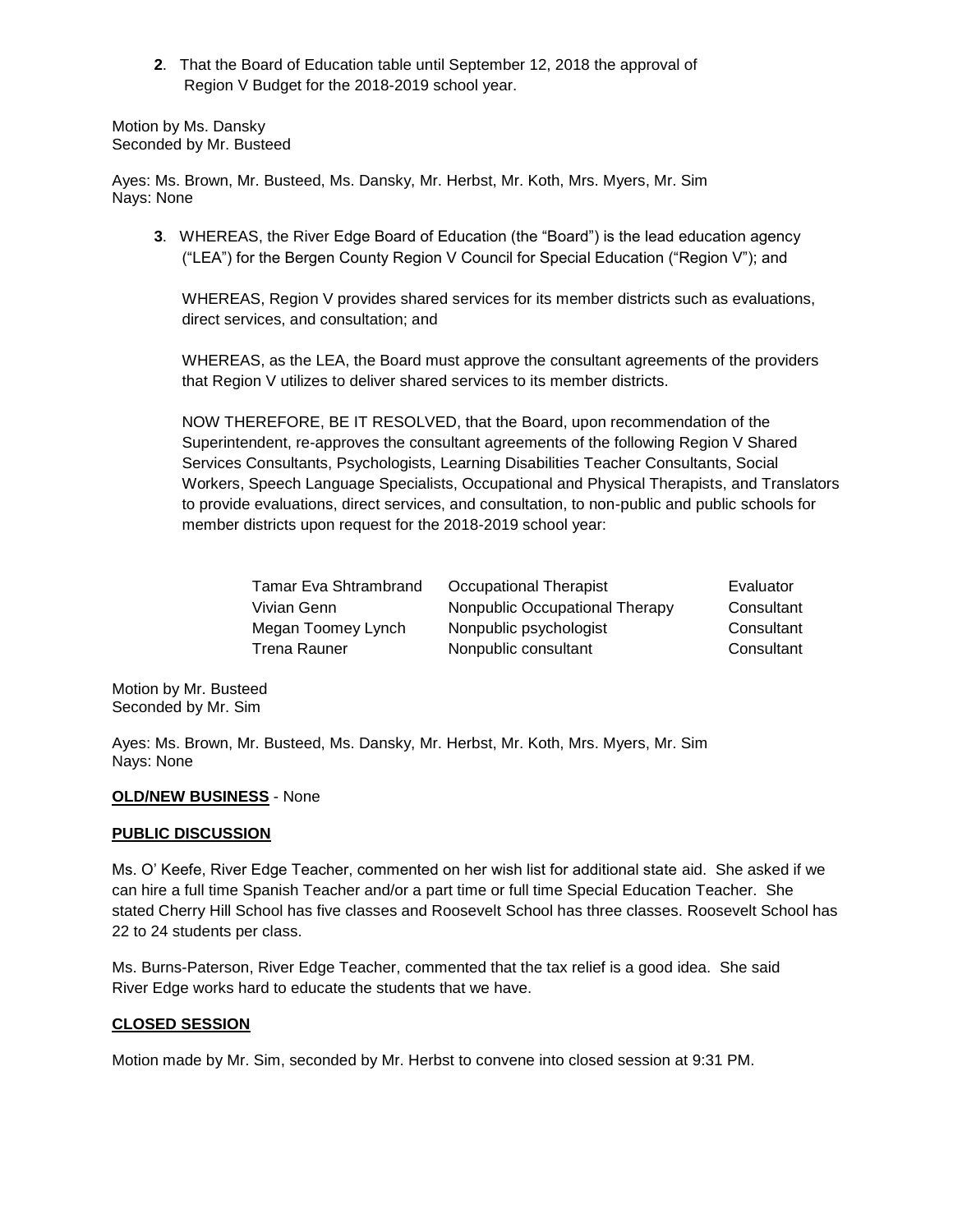**2**. That the Board of Education table until September 12, 2018 the approval of Region V Budget for the 2018-2019 school year.

Motion by Ms. Dansky
Seconded by Mr. Busteed

Ayes: Ms. Brown, Mr. Busteed, Ms. Dansky, Mr. Herbst, Mr. Koth, Mrs. Myers, Mr. Sim
Nays: None

**3**. WHEREAS, the River Edge Board of Education (the "Board") is the lead education agency ("LEA") for the Bergen County Region V Council for Special Education ("Region V"); and

WHEREAS, Region V provides shared services for its member districts such as evaluations, direct services, and consultation; and

WHEREAS, as the LEA, the Board must approve the consultant agreements of the providers that Region V utilizes to deliver shared services to its member districts.

NOW THEREFORE, BE IT RESOLVED, that the Board, upon recommendation of the Superintendent, re-approves the consultant agreements of the following Region V Shared Services Consultants, Psychologists, Learning Disabilities Teacher Consultants, Social Workers, Speech Language Specialists, Occupational and Physical Therapists, and Translators to provide evaluations, direct services, and consultation, to non-public and public schools for member districts upon request for the 2018-2019 school year:

| | | |
|---|---|---|
| Tamar Eva Shtrambrand | Occupational Therapist | Evaluator |
| Vivian Genn | Nonpublic Occupational Therapy | Consultant |
| Megan Toomey Lynch | Nonpublic psychologist | Consultant |
| Trena Rauner | Nonpublic consultant | Consultant |

Motion by Mr. Busteed
Seconded by Mr. Sim

Ayes: Ms. Brown, Mr. Busteed, Ms. Dansky, Mr. Herbst, Mr. Koth, Mrs. Myers, Mr. Sim
Nays: None

**OLD/NEW BUSINESS** - None

**PUBLIC DISCUSSION**

Ms. O' Keefe, River Edge Teacher, commented on her wish list for additional state aid. She asked if we can hire a full time Spanish Teacher and/or a part time or full time Special Education Teacher. She stated Cherry Hill School has five classes and Roosevelt School has three classes. Roosevelt School has 22 to 24 students per class.

Ms. Burns-Paterson, River Edge Teacher, commented that the tax relief is a good idea. She said River Edge works hard to educate the students that we have.

**CLOSED SESSION**

Motion made by Mr. Sim, seconded by Mr. Herbst to convene into closed session at 9:31 PM.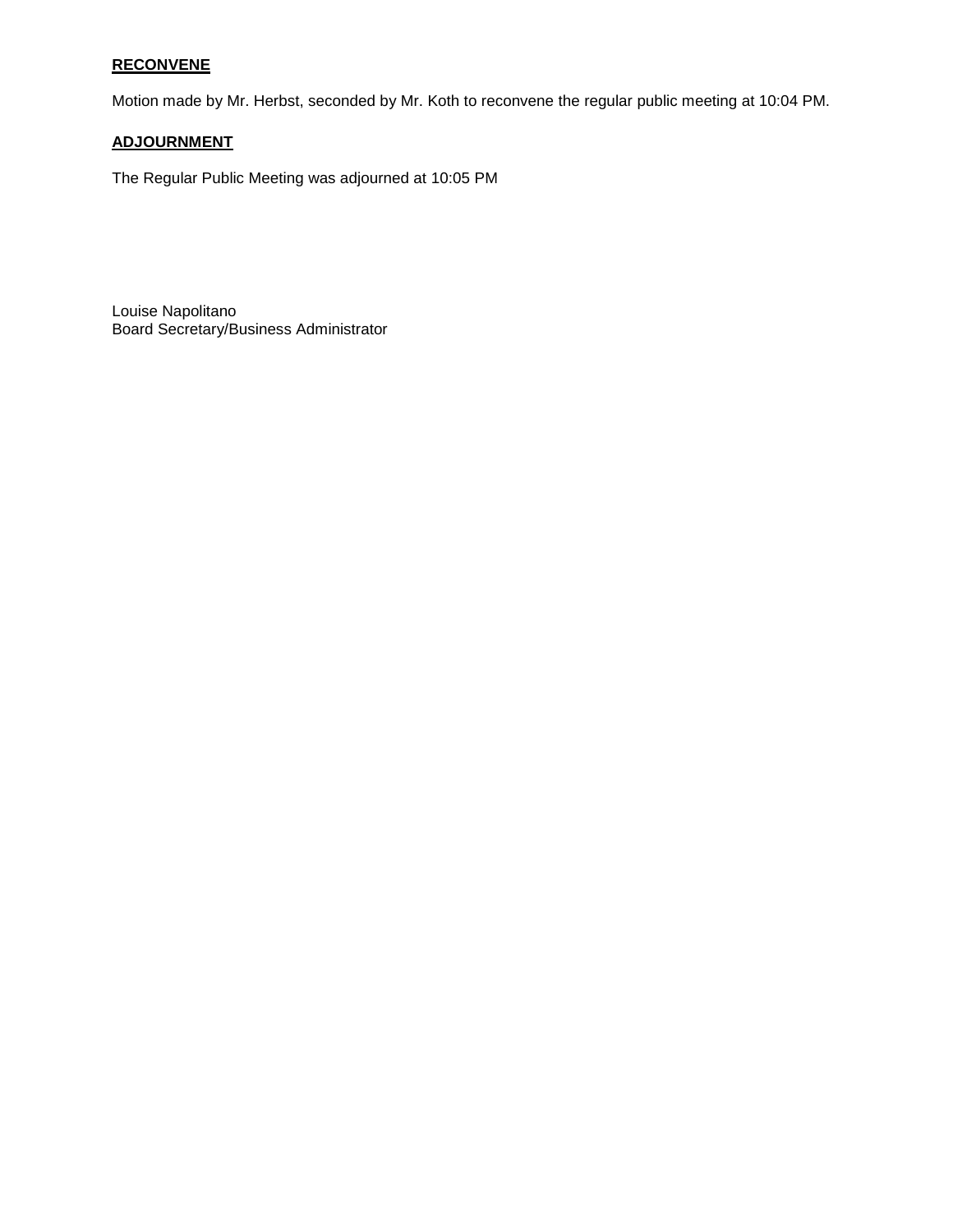**RECONVENE**

Motion made by Mr. Herbst, seconded by Mr. Koth to reconvene the regular public meeting at 10:04 PM.

**ADJOURNMENT**

The Regular Public Meeting was adjourned at 10:05 PM

Louise Napolitano
Board Secretary/Business Administrator